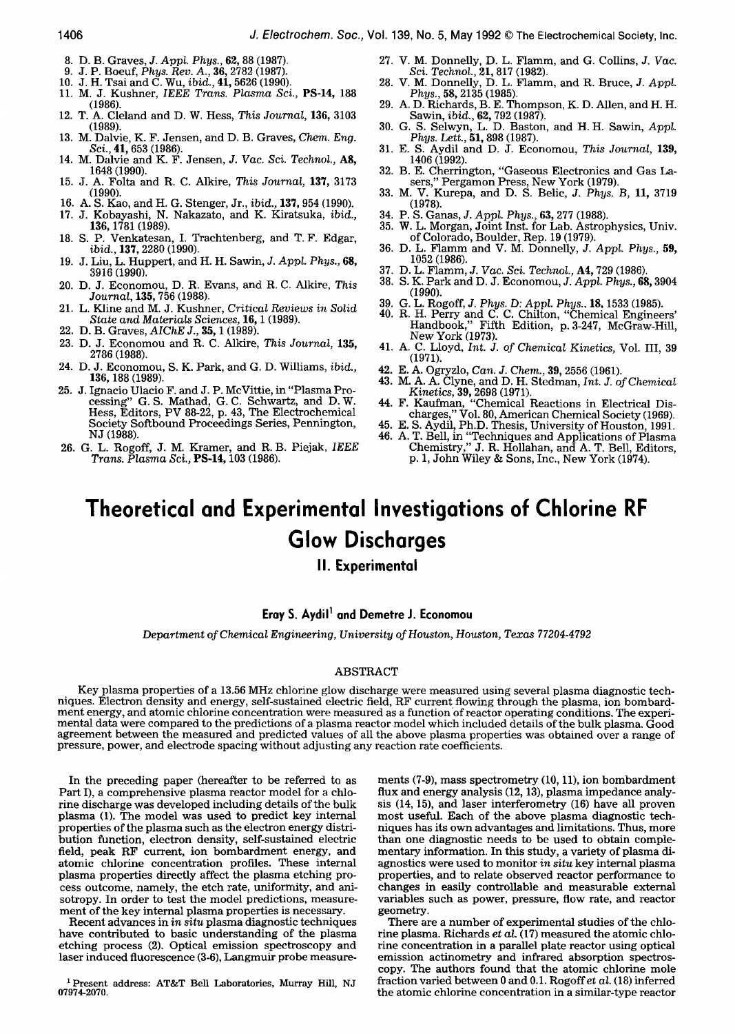8. D. B. Graves, *J. Appl. Phys.*, **62**, 88 (1987).
9. J. P. Boeuf, *Phys. Rev. A.*, **36**, 2782 (1987).
10. J. H. Tsai and C. Wu, *ibid.*, **41**, 5626 (1990).
11. M. J. Kushner, *IEEE Trans. Plasma Sci.*, **PS-14**, 188 (1986).
12. T. A. Cleland and D. W. Hess, *This Journal*, **136**, 3103 (1989).
13. M. Dalvie, K. F. Jensen, and D. B. Graves, *Chem. Eng. Sci.*, **41**, 653 (1986).
14. M. Dalvie and K. F. Jensen, *J. Vac. Sci. Technol.*, **A8**, 1648 (1990).
15. J. A. Folta and R. C. Alkire, *This Journal*, **137**, 3173 (1990).
16. A. S. Kao, and H. G. Stenger, Jr., *ibid.*, **137**, 954 (1990).
17. J. Kobayashi, N. Nakazato, and K. Kiratsuka, *ibid.*, **136**, 1781 (1989).
18. S. P. Venkatesan, I. Trachtenberg, and T. F. Edgar, *ibid.*, **137**, 2280 (1990).
19. J. Liu, L. Huppert, and H. H. Sawin, *J. Appl. Phys.*, **68**, 3916 (1990).
20. D. J. Economou, D. R. Evans, and R. C. Alkire, *This Journal*, **135**, 756 (1988).
21. L. Kline and M. J. Kushner, *Critical Reviews in Solid State and Materials Sciences*, **16**, 1 (1989).
22. D. B. Graves, *AIChE J.*, **35**, 1 (1989).
23. D. J. Economou and R. C. Alkire, *This Journal*, **135**, 2786 (1988).
24. D. J. Economou, S. K. Park, and G. D. Williams, *ibid.*, **136**, 188 (1989).
25. J. Ignacio Ulacio F. and J. P. McVittie, in "Plasma Processing" G. S. Mathad, G. C. Schwartz, and D. W. Hess, Editors, PV 88-22, p. 43, The Electrochemical Society Softbound Proceedings Series, Pennington, NJ (1988).
26. G. L. Rogoff, J. M. Kramer, and R. B. Piejak, *IEEE Trans. Plasma Sci.*, **PS-14**, 103 (1986).
27. V. M. Donnelly, D. L. Flamm, and G. Collins, *J. Vac. Sci. Technol.*, **21**, 817 (1982).
28. V. M. Donnelly, D. L. Flamm, and R. Bruce, *J. Appl. Phys.*, **58**, 2135 (1985).
29. A. D. Richards, B. E. Thompson, K. D. Allen, and H. H. Sawin, *ibid.*, **62**, 792 (1987).
30. G. S. Selwyn, L. D. Baston, and H. H. Sawin, *Appl. Phys. Lett.*, **51**, 898 (1987).
31. E. S. Aydil and D. J. Economou, *This Journal*, **139**, 1406 (1992).
32. B. E. Cherrington, "Gaseous Electronics and Gas Lasers," Pergamon Press, New York (1979).
33. M. V. Kurepa, and D. S. Belic, *J. Phys. B*, **11**, 3719 (1978).
34. P. S. Ganas, *J. Appl. Phys.*, **63**, 277 (1988).
35. W. L. Morgan, Joint Inst. for Lab. Astrophysics, Univ. of Colorado, Boulder, Rep. 19 (1979).
36. D. L. Flamm and V. M. Donnelly, *J. Appl. Phys.*, **59**, 1052 (1986).
37. D. L. Flamm, *J. Vac. Sci. Technol.*, **A4**, 729 (1986).
38. S. K. Park and D. J. Economou, *J. Appl. Phys.*, **68**, 3904 (1990).
39. G. L. Rogoff, *J. Phys. D: Appl. Phys.*, **18**, 1533 (1985).
40. R. H. Perry and C. C. Chilton, "Chemical Engineers' Handbook," Fifth Edition, p. 3-247, McGraw-Hill, New York (1973).
41. A. C. Lloyd, *Int. J. of Chemical Kinetics*, Vol. III, 39 (1971).
42. E. A. Ogryzlo, *Can. J. Chem.*, **39**, 2556 (1961).
43. M. A. A. Clyne, and D. H. Stedman, *Int. J. of Chemical Kinetics*, **39**, 2698 (1971).
44. F. Kaufman, "Chemical Reactions in Electrical Discharges," Vol. 80, American Chemical Society (1969).
45. E. S. Aydil, Ph.D. Thesis, University of Houston, 1991.
46. A. T. Bell, in "Techniques and Applications of Plasma Chemistry," J. R. Hollahan, and A. T. Bell, Editors, p. 1, John Wiley & Sons, Inc., New York (1974).

# Theoretical and Experimental Investigations of Chlorine RF Glow Discharges

## II. Experimental

**Eray S. Aydil[1] and Demetre J. Economou**

*Department of Chemical Engineering, University of Houston, Houston, Texas 77204-4792*

### ABSTRACT

Key plasma properties of a 13.56 MHz chlorine glow discharge were measured using several plasma diagnostic techniques. Electron density and energy, self-sustained electric field, RF current flowing through the plasma, ion bombardment energy, and atomic chlorine concentration were measured as a function of reactor operating conditions. The experimental data were compared to the predictions of a plasma reactor model which included details of the bulk plasma. Good agreement between the measured and predicted values of all the above plasma properties was obtained over a range of pressure, power, and electrode spacing without adjusting any reaction rate coefficients.

In the preceding paper (hereafter to be referred to as Part I), a comprehensive plasma reactor model for a chlorine discharge was developed including details of the bulk plasma (1). The model was used to predict key internal properties of the plasma such as the electron energy distribution function, electron density, self-sustained electric field, peak RF current, ion bombardment energy, and atomic chlorine concentration profiles. These internal plasma properties directly affect the plasma etching process outcome, namely, the etch rate, uniformity, and anisotropy. In order to test the model predictions, measurement of the key internal plasma properties is necessary.

Recent advances in *in situ* plasma diagnostic techniques have contributed to basic understanding of the plasma etching process (2). Optical emission spectroscopy and laser induced fluorescence (3-6), Langmuir probe measurements (7-9), mass spectrometry (10, 11), ion bombardment flux and energy analysis (12, 13), plasma impedance analysis (14, 15), and laser interferometry (16) have all proven most useful. Each of the above plasma diagnostic techniques has its own advantages and limitations. Thus, more than one diagnostic needs to be used to obtain complementary information. In this study, a variety of plasma diagnostics were used to monitor *in situ* key internal plasma properties, and to relate observed reactor performance to changes in easily controllable and measurable external variables such as power, pressure, flow rate, and reactor geometry.

There are a number of experimental studies of the chlorine plasma. Richards *et al.* (17) measured the atomic chlorine concentration in a parallel plate reactor using optical emission actinometry and infrared absorption spectroscopy. The authors found that the atomic chlorine mole fraction varied between 0 and 0.1. Rogoff *et al.* (18) inferred the atomic chlorine concentration in a similar-type reactor

[1] Present address: AT&T Bell Laboratories, Murray Hill, NJ 07974-2070.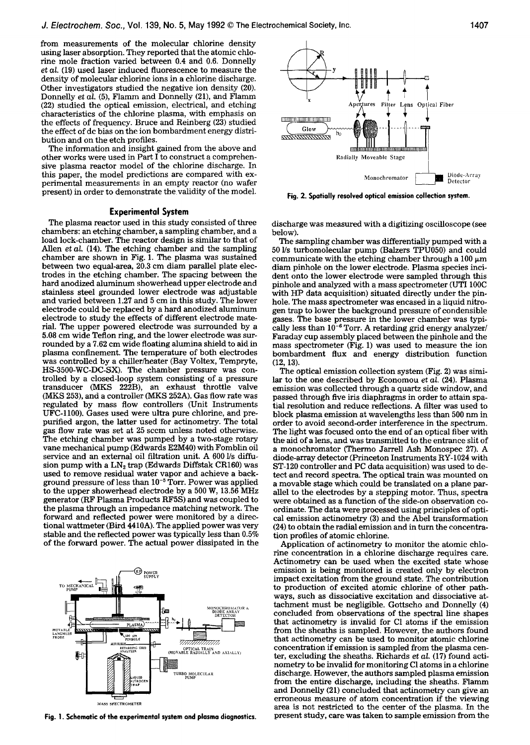from measurements of the molecular chlorine density using laser absorption. They reported that the atomic chlorine mole fraction varied between 0.4 and 0.6. Donnelly *et al.* (19) used laser induced fluorescence to measure the density of molecular chlorine ions in a chlorine discharge. Other investigators studied the negative ion density (20). Donnelly *et al.* (5), Flamm and Donnelly (21), and Flamm (22) studied the optical emission, electrical, and etching characteristics of the chlorine plasma, with emphasis on the effects of frequency. Bruce and Reinberg (23) studied the effect of dc bias on the ion bombardment energy distribution and on the etch profiles.

The information and insight gained from the above and other works were used in Part I to construct a comprehensive plasma reactor model of the chlorine discharge. In this paper, the model predictions are compared with experimental measurements in an empty reactor (no wafer present) in order to demonstrate the validity of the model.

## Experimental System

The plasma reactor used in this study consisted of three chambers: an etching chamber, a sampling chamber, and a load lock-chamber. The reactor design is similar to that of Allen *et al.* (14). The etching chamber and the sampling chamber are shown in Fig. 1. The plasma was sustained between two equal-area, 20.3 cm diam parallel plate electrodes in the etching chamber. The spacing between the hard anodized aluminum showerhead upper electrode and stainless steel grounded lower electrode was adjustable and varied between 1.27 and 5 cm in this study. The lower electrode could be replaced by a hard anodized aluminum electrode to study the effects of different electrode material. The upper powered electrode was surrounded by a 5.08 cm wide Teflon ring, and the lower electrode was surrounded by a 7.62 cm wide floating alumina shield to aid in plasma confinement. The temperature of both electrodes was controlled by a chiller/heater (Bay Voltex, Tempryte, HS-3500-WC-DC-SX). The chamber pressure was controlled by a closed-loop system consisting of a pressure transducer (MKS 222B), an exhaust throttle valve (MKS 253), and a controller (MKS 252A). Gas flow rate was regulated by mass flow controllers (Unit Instruments UFC-1100). Gases used were ultra pure chlorine, and prepurified argon, the latter used for actinometry. The total gas flow rate was set at 25 sccm unless noted otherwise. The etching chamber was pumped by a two-stage rotary vane mechanical pump (Edwards E2M40) with Fomblin oil service and an external oil filtration unit. A 600 l/s diffusion pump with a $LN_2$ trap (Edwards Diffstak CR160) was used to remove residual water vapor and achieve a background pressure of less than $10^{-5}$ Torr. Power was applied to the upper showerhead electrode by a 500 W, 13.56 MHz generator (RF Plasma Products RF5S) and was coupled to the plasma through an impedance matching network. The forward and reflected power were monitored by a directional wattmeter (Bird 4410A). The applied power was very stable and the reflected power was typically less than 0.5% of the forward power. The actual power dissipated in the discharge was measured with a digitizing oscilloscope (see below).

Fig. 1. Schematic of the experimental system and plasma diagnostics.

The sampling chamber was differentially pumped with a 50 l/s turbomolecular pump (Balzers TPU050) and could communicate with the etching chamber through a 100 μm diam pinhole on the lower electrode. Plasma species incident onto the lower electrode were sampled through this pinhole and analyzed with a mass spectrometer (UTI 100C with HP data acquisition) situated directly under the pinhole. The mass spectrometer was encased in a liquid nitrogen trap to lower the background pressure of condensible gases. The base pressure in the lower chamber was typically less than $10^{-8}$ Torr. A retarding grid energy analyzer/Faraday cup assembly placed between the pinhole and the mass spectrometer (Fig. 1) was used to measure the ion bombardment flux and energy distribution function (12, 13).

Fig. 2. Spatially resolved optical emission collection system.

The optical emission collection system (Fig. 2) was similar to the one described by Economou *et al.* (24). Plasma emission was collected through a quartz side window, and passed through five iris diaphragms in order to attain spatial resolution and reduce reflections. A filter was used to block plasma emission at wavelengths less than 500 nm in order to avoid second-order interference in the spectrum. The light was focused onto the end of an optical fiber with the aid of a lens, and was transmitted to the entrance slit of a monochromator (Thermo Jarrell Ash Monospec 27). A diode-array detector (Princeton Instruments RY-1024 with ST-120 controller and PC data acquisition) was used to detect and record spectra. The optical train was mounted on a movable stage which could be translated on a plane parallel to the electrodes by a stepping motor. Thus, spectra were obtained as a function of the side-on observation coordinate. The data were processed using principles of optical emission actinometry (3) and the Abel transformation (24) to obtain the radial emission and in turn the concentration profiles of atomic chlorine.

Application of actinometry to monitor the atomic chlorine concentration in a chlorine discharge requires care. Actinometry can be used when the excited state whose emission is being monitored is created only by electron impact excitation from the ground state. The contribution to production of excited atomic chlorine of other pathways, such as dissociative excitation and dissociative attachment must be negligible. Gottscho and Donnelly (4) concluded from observations of the spectral line shapes that actinometry is invalid for Cl atoms if the emission from the sheaths is sampled. However, the authors found that actinometry can be used to monitor atomic chlorine concentration if emission is sampled from the plasma center, excluding the sheaths. Richards *et al.* (17) found actinometry to be invalid for monitoring Cl atoms in a chlorine discharge. However, the authors sampled plasma emission from the entire discharge, including the sheaths. Flamm and Donnelly (21) concluded that actinometry can give an erroneous measure of atom concentration if the viewing area is not restricted to the center of the plasma. In the present study, care was taken to sample emission from the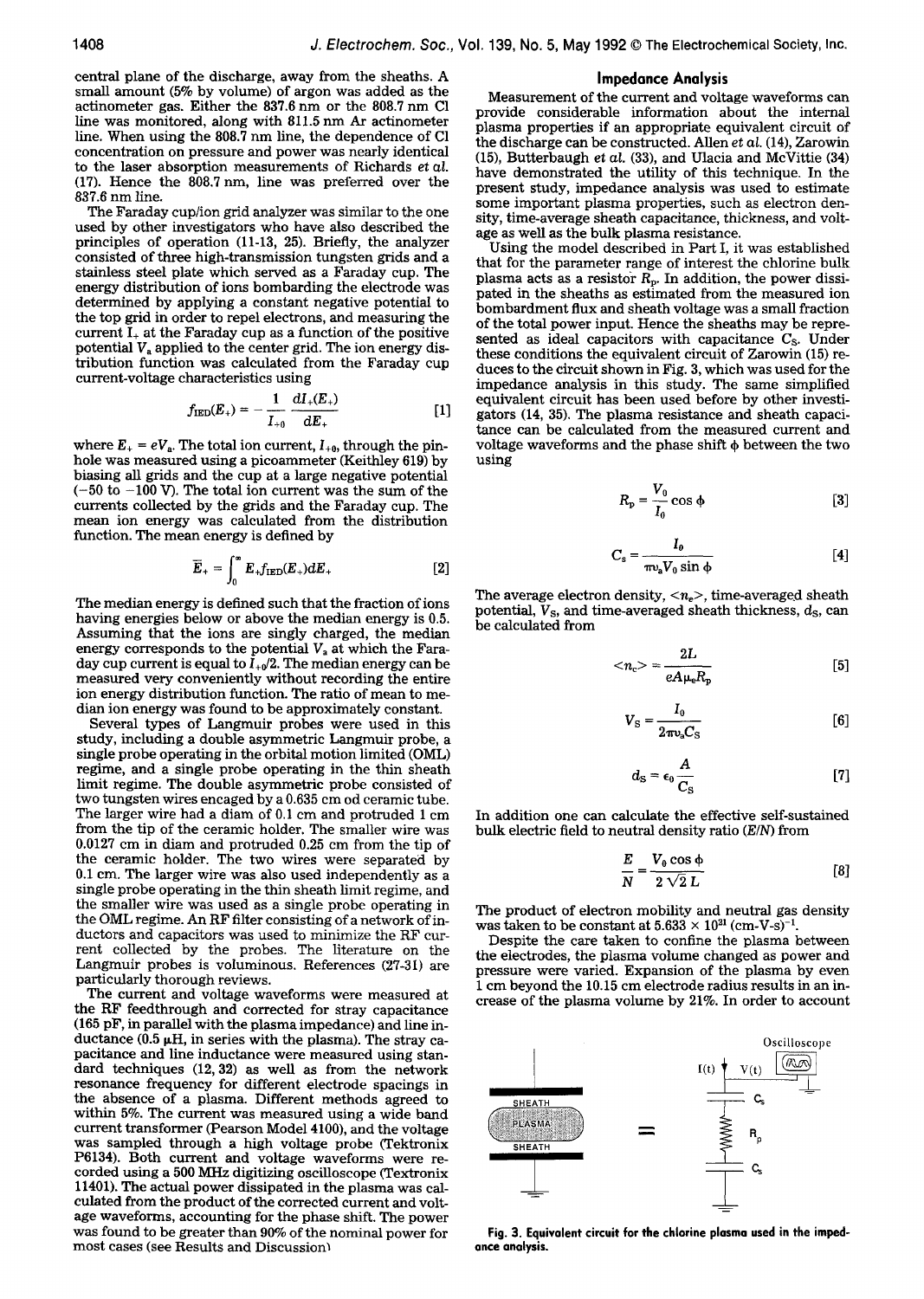central plane of the discharge, away from the sheaths. A small amount (5% by volume) of argon was added as the actinometer gas. Either the 837.6 nm or the 808.7 nm Cl line was monitored, along with 811.5 nm Ar actinometer line. When using the 808.7 nm line, the dependence of Cl concentration on pressure and power was nearly identical to the laser absorption measurements of Richards *et al.* (17). Hence the 808.7 nm, line was preferred over the 837.6 nm line.

The Faraday cup/ion grid analyzer was similar to the one used by other investigators who have also described the principles of operation (11-13, 25). Briefly, the analyzer consisted of three high-transmission tungsten grids and a stainless steel plate which served as a Faraday cup. The energy distribution of ions bombarding the electrode was determined by applying a constant negative potential to the top grid in order to repel electrons, and measuring the current $I_+$ at the Faraday cup as a function of the positive potential $V_a$ applied to the center grid. The ion energy distribution function was calculated from the Faraday cup current-voltage characteristics using

$$f_{IED}(E_+) = -\frac{1}{I_{+0}}\frac{dI_+(E_+)}{dE_+} \quad [1]$$

where $E_+ = eV_a$. The total ion current, $I_{+0}$, through the pinhole was measured using a picoammeter (Keithley 619) by biasing all grids and the cup at a large negative potential (−50 to −100 V). The total ion current was the sum of the currents collected by the grids and the Faraday cup. The mean ion energy was calculated from the distribution function. The mean energy is defined by

$$\bar{E}_+ = \int_0^\infty E_+ f_{IED}(E_+) dE_+ \quad [2]$$

The median energy is defined such that the fraction of ions having energies below or above the median energy is 0.5. Assuming that the ions are singly charged, the median energy corresponds to the potential $V_a$ at which the Faraday cup current is equal to $I_{+0}/2$. The median energy can be measured very conveniently without recording the entire ion energy distribution function. The ratio of mean to median ion energy was found to be approximately constant.

Several types of Langmuir probes were used in this study, including a double asymmetric Langmuir probe, a single probe operating in the orbital motion limited (OML) regime, and a single probe operating in the thin sheath limit regime. The double asymmetric probe consisted of two tungsten wires encaged by a 0.635 cm od ceramic tube. The larger wire had a diam of 0.1 cm and protruded 1 cm from the tip of the ceramic holder. The smaller wire was 0.0127 cm in diam and protruded 0.25 cm from the tip of the ceramic holder. The two wires were separated by 0.1 cm. The larger wire was also used independently as a single probe operating in the thin sheath limit regime, and the smaller wire was used as a single probe operating in the OML regime. An RF filter consisting of a network of inductors and capacitors was used to minimize the RF current collected by the probes. The literature on the Langmuir probes is voluminous. References (27-31) are particularly thorough reviews.

The current and voltage waveforms were measured at the RF feedthrough and corrected for stray capacitance (165 pF, in parallel with the plasma impedance) and line inductance (0.5 μH, in series with the plasma). The stray capacitance and line inductance were measured using standard techniques (12, 32) as well as from the network resonance frequency for different electrode spacings in the absence of a plasma. Different methods agreed to within 5%. The current was measured using a wide band current transformer (Pearson Model 4100), and the voltage was sampled through a high voltage probe (Tektronix P6134). Both current and voltage waveforms were recorded using a 500 MHz digitizing oscilloscope (Textronix 11401). The actual power dissipated in the plasma was calculated from the product of the corrected current and voltage waveforms, accounting for the phase shift. The power was found to be greater than 90% of the nominal power for most cases (see Results and Discussion)

## Impedance Analysis

Measurement of the current and voltage waveforms can provide considerable information about the internal plasma properties if an appropriate equivalent circuit of the discharge can be constructed. Allen *et al.* (14), Zarowin (15), Butterbaugh *et al.* (33), and Ulacia and McVittie (34) have demonstrated the utility of this technique. In the present study, impedance analysis was used to estimate some important plasma properties, such as electron density, time-average sheath capacitance, thickness, and voltage as well as the bulk plasma resistance.

Using the model described in Part I, it was established that for the parameter range of interest the chlorine bulk plasma acts as a resistor $R_p$. In addition, the power dissipated in the sheaths as estimated from the measured ion bombardment flux and sheath voltage was a small fraction of the total power input. Hence the sheaths may be represented as ideal capacitors with capacitance $C_S$. Under these conditions the equivalent circuit of Zarowin (15) reduces to the circuit shown in Fig. 3, which was used for the impedance analysis in this study. The same simplified equivalent circuit has been used before by other investigators (14, 35). The plasma resistance and sheath capacitance can be calculated from the measured current and voltage waveforms and the phase shift $\phi$ between the two using

$$R_p = \frac{V_0}{I_0}\cos\phi \quad [3]$$

$$C_s = \frac{I_0}{\pi \nu_a V_0 \sin\phi} \quad [4]$$

The average electron density, $<n_e>$, time-averaged sheath potential, $V_S$, and time-averaged sheath thickness, $d_S$, can be calculated from

$$<n_e> = \frac{2L}{eA\mu_e R_p} \quad [5]$$

$$V_S = \frac{I_0}{2\pi\nu_a C_S} \quad [6]$$

$$d_S = \epsilon_0 \frac{A}{C_S} \quad [7]$$

In addition one can calculate the effective self-sustained bulk electric field to neutral density ratio ($E/N$) from

$$\frac{E}{N} = \frac{V_0 \cos\phi}{2\sqrt{2}\,L} \quad [8]$$

The product of electron mobility and neutral gas density was taken to be constant at $5.633 \times 10^{21}$ (cm-V-s)$^{-1}$.

Despite the care taken to confine the plasma between the electrodes, the plasma volume changed as power and pressure were varied. Expansion of the plasma by even 1 cm beyond the 10.15 cm electrode radius results in an increase of the plasma volume by 21%. In order to account

Fig. 3. Equivalent circuit for the chlorine plasma used in the impedance analysis.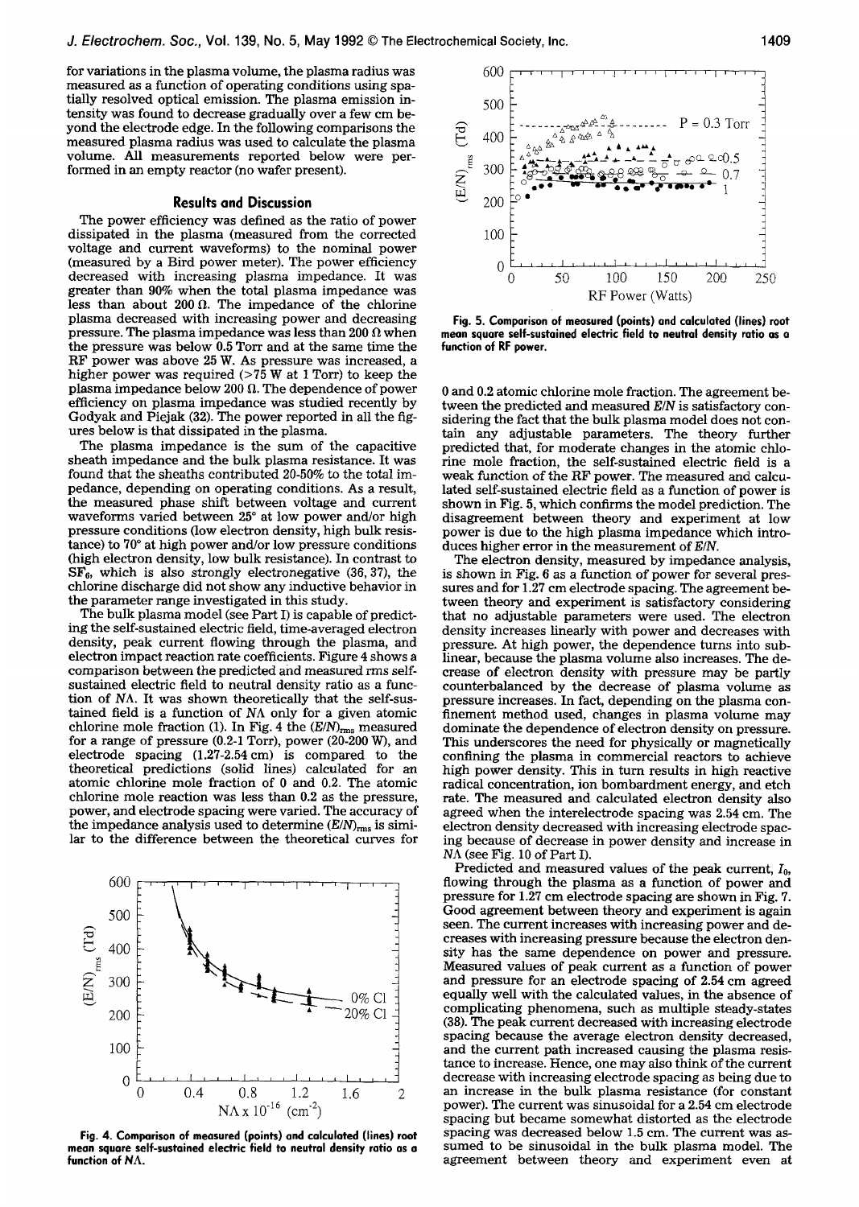for variations in the plasma volume, the plasma radius was measured as a function of operating conditions using spatially resolved optical emission. The plasma emission intensity was found to decrease gradually over a few cm beyond the electrode edge. In the following comparisons the measured plasma radius was used to calculate the plasma volume. All measurements reported below were performed in an empty reactor (no wafer present).

## Results and Discussion

The power efficiency was defined as the ratio of power dissipated in the plasma (measured from the corrected voltage and current waveforms) to the nominal power (measured by a Bird power meter). The power efficiency decreased with increasing plasma impedance. It was greater than 90% when the total plasma impedance was less than about 200 Ω. The impedance of the chlorine plasma decreased with increasing power and decreasing pressure. The plasma impedance was less than 200 Ω when the pressure was below 0.5 Torr and at the same time the RF power was above 25 W. As pressure was increased, a higher power was required (>75 W at 1 Torr) to keep the plasma impedance below 200 Ω. The dependence of power efficiency on plasma impedance was studied recently by Godyak and Piejak (32). The power reported in all the figures below is that dissipated in the plasma.

The plasma impedance is the sum of the capacitive sheath impedance and the bulk plasma resistance. It was found that the sheaths contributed 20-50% to the total impedance, depending on operating conditions. As a result, the measured phase shift between voltage and current waveforms varied between 25° at low power and/or high pressure conditions (low electron density, high bulk resistance) to 70° at high power and/or low pressure conditions (high electron density, low bulk resistance). In contrast to $SF_6$, which is also strongly electronegative (36, 37), the chlorine discharge did not show any inductive behavior in the parameter range investigated in this study.

The bulk plasma model (see Part I) is capable of predicting the self-sustained electric field, time-averaged electron density, peak current flowing through the plasma, and electron impact reaction rate coefficients. Figure 4 shows a comparison between the predicted and measured rms self-sustained electric field to neutral density ratio as a function of $N\Lambda$. It was shown theoretically that the self-sustained field is a function of $N\Lambda$ only for a given atomic chlorine mole fraction (1). In Fig. 4 the $(E/N)_{rms}$ measured for a range of pressure (0.2-1 Torr), power (20-200 W), and electrode spacing (1.27-2.54 cm) is compared to the theoretical predictions (solid lines) calculated for an atomic chlorine mole fraction of 0 and 0.2. The atomic chlorine mole reaction was less than 0.2 as the pressure, power, and electrode spacing were varied. The accuracy of the impedance analysis used to determine $(E/N)_{rms}$ is similar to the difference between the theoretical curves for 0 and 0.2 atomic chlorine mole fraction. The agreement between the predicted and measured $E/N$ is satisfactory considering the fact that the bulk plasma model does not contain any adjustable parameters. The theory further predicted that, for moderate changes in the atomic chlorine mole fraction, the self-sustained electric field is a weak function of the RF power. The measured and calculated self-sustained electric field as a function of power is shown in Fig. 5, which confirms the model prediction. The disagreement between theory and experiment at low power is due to the high plasma impedance which introduces higher error in the measurement of $E/N$.

**Fig. 4. Comparison of measured (points) and calculated (lines) root mean square self-sustained electric field to neutral density ratio as a function of $N\Lambda$.**

**Fig. 5. Comparison of measured (points) and calculated (lines) root mean square self-sustained electric field to neutral density ratio as a function of RF power.**

The electron density, measured by impedance analysis, is shown in Fig. 6 as a function of power for several pressures and for 1.27 cm electrode spacing. The agreement between theory and experiment is satisfactory considering that no adjustable parameters were used. The electron density increases linearly with power and decreases with pressure. At high power, the dependence turns into sublinear, because the plasma volume also increases. The decrease of electron density with pressure may be partly counterbalanced by the decrease of plasma volume as pressure increases. In fact, depending on the plasma confinement method used, changes in plasma volume may dominate the dependence of electron density on pressure. This underscores the need for physically or magnetically confining the plasma in commercial reactors to achieve high power density. This in turn results in high reactive radical concentration, ion bombardment energy, and etch rate. The measured and calculated electron density also agreed when the interelectrode spacing was 2.54 cm. The electron density decreased with increasing electrode spacing because of decrease in power density and increase in $N\Lambda$ (see Fig. 10 of Part I).

Predicted and measured values of the peak current, $I_0$, flowing through the plasma as a function of power and pressure for 1.27 cm electrode spacing are shown in Fig. 7. Good agreement between theory and experiment is again seen. The current increases with increasing power and decreases with increasing pressure because the electron density has the same dependence on power and pressure. Measured values of peak current as a function of power and pressure for an electrode spacing of 2.54 cm agreed equally well with the calculated values, in the absence of complicating phenomena, such as multiple steady-states (38). The peak current decreased with increasing electrode spacing because the average electron density decreased, and the current path increased causing the plasma resistance to increase. Hence, one may also think of the current decrease with increasing electrode spacing as being due to an increase in the bulk plasma resistance (for constant power). The current was sinusoidal for a 2.54 cm electrode spacing but became somewhat distorted as the electrode spacing was decreased below 1.5 cm. The current was assumed to be sinusoidal in the bulk plasma model. The agreement between theory and experiment even at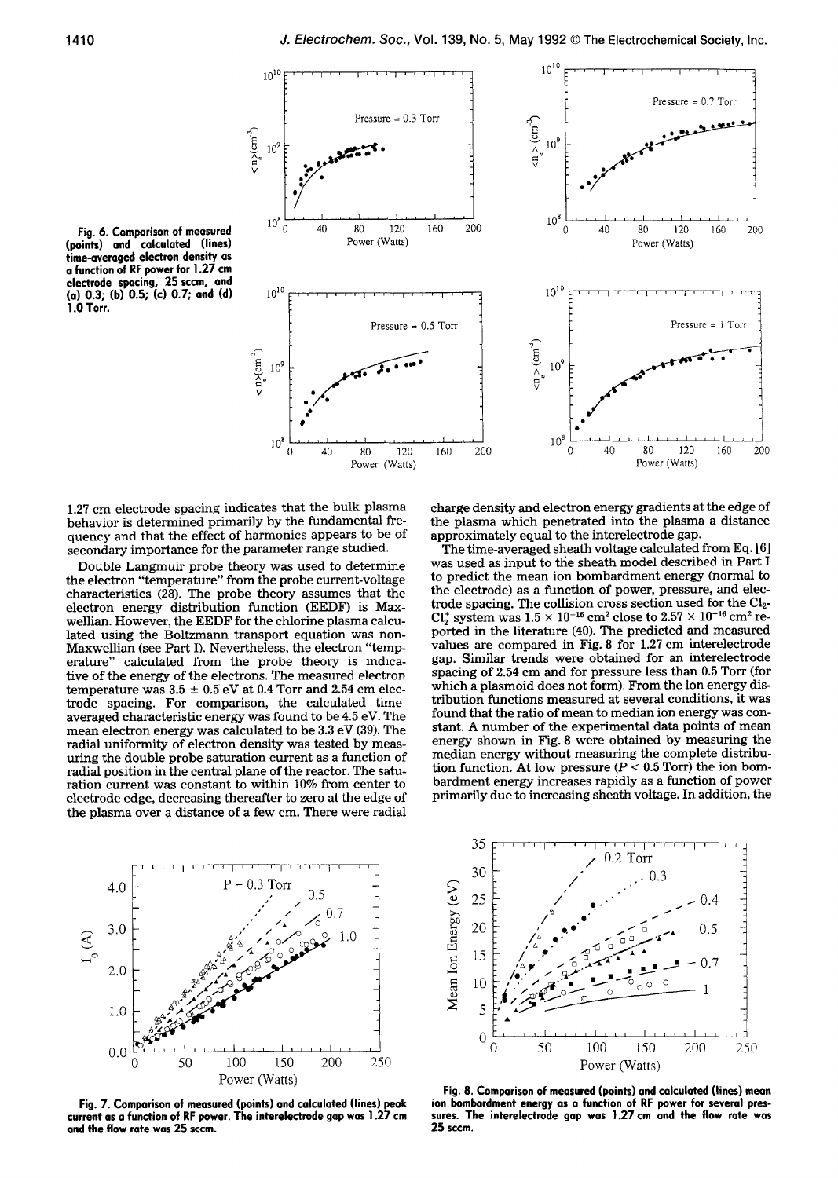Fig. 6. Comparison of measured (points) and calculated (lines) time-averaged electron density as a function of RF power for 1.27 cm electrode spacing, 25 sccm, and (a) 0.3; (b) 0.5; (c) 0.7; and (d) 1.0 Torr.

1.27 cm electrode spacing indicates that the bulk plasma behavior is determined primarily by the fundamental frequency and that the effect of harmonics appears to be of secondary importance for the parameter range studied.

Double Langmuir probe theory was used to determine the electron "temperature" from the probe current-voltage characteristics (28). The probe theory assumes that the electron energy distribution function (EEDF) is Maxwellian. However, the EEDF for the chlorine plasma calculated using the Boltzmann transport equation was non-Maxwellian (see Part I). Nevertheless, the electron "temperature" calculated from the probe theory is indicative of the energy of the electrons. The measured electron temperature was $3.5 \pm 0.5$ eV at 0.4 Torr and 2.54 cm electrode spacing. For comparison, the calculated time-averaged characteristic energy was found to be 4.5 eV. The mean electron energy was calculated to be 3.3 eV (39). The radial uniformity of electron density was tested by measuring the double probe saturation current as a function of radial position in the central plane of the reactor. The saturation current was constant to within 10% from center to electrode edge, decreasing thereafter to zero at the edge of the plasma over a distance of a few cm. There were radial charge density and electron energy gradients at the edge of the plasma which penetrated into the plasma a distance approximately equal to the interelectrode gap.

The time-averaged sheath voltage calculated from Eq. [6] was used as input to the sheath model described in Part I to predict the mean ion bombardment energy (normal to the electrode) as a function of power, pressure, and electrode spacing. The collision cross section used for the $Cl_2$-$Cl_2^+$ system was $1.5 \times 10^{-16}$ cm$^2$ close to $2.57 \times 10^{-16}$ cm$^2$ reported in the literature (40). The predicted and measured values are compared in Fig. 8 for 1.27 cm interelectrode gap. Similar trends were obtained for an interelectrode spacing of 2.54 cm and for pressure less than 0.5 Torr (for which a plasmoid does not form). From the ion energy distribution functions measured at several conditions, it was found that the ratio of mean to median ion energy was constant. A number of the experimental data points of mean energy shown in Fig. 8 were obtained by measuring the median energy without measuring the complete distribution function. At low pressure ($P < 0.5$ Torr) the ion bombardment energy increases rapidly as a function of power primarily due to increasing sheath voltage. In addition, the

Fig. 7. Comparison of measured (points) and calculated (lines) peak current as a function of RF power. The interelectrode gap was 1.27 cm and the flow rate was 25 sccm.

Fig. 8. Comparison of measured (points) and calculated (lines) mean ion bombardment energy as a function of RF power for several pressures. The interelectrode gap was 1.27 cm and the flow rate was 25 sccm.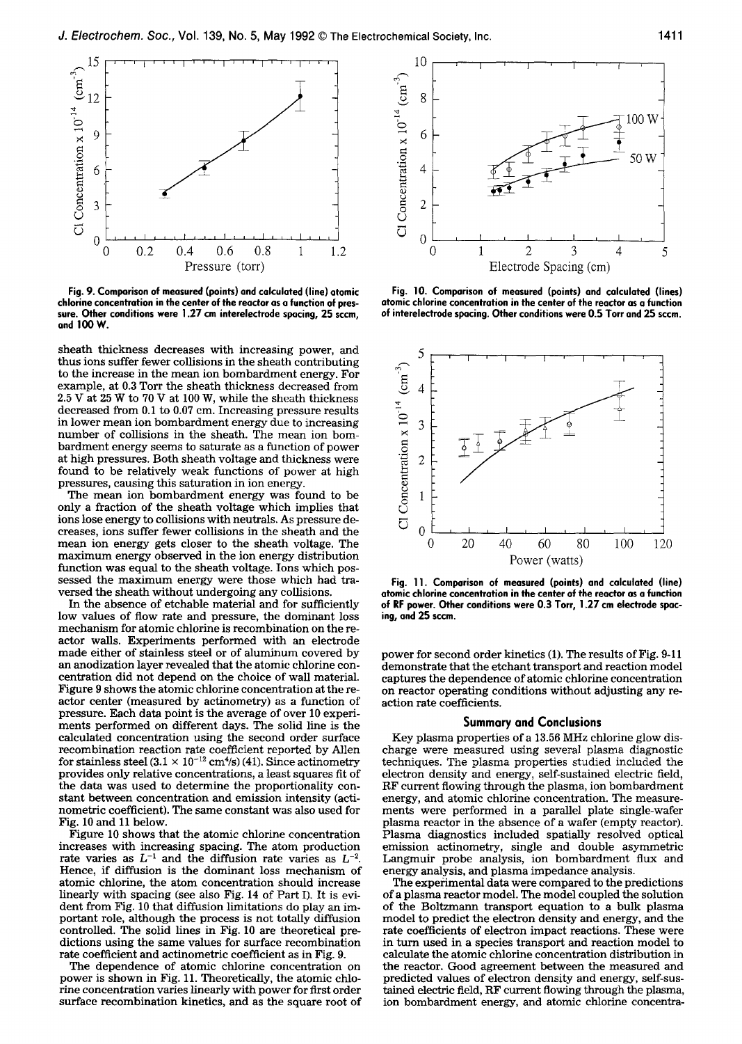Fig. 9. Comparison of measured (points) and calculated (line) atomic chlorine concentration in the center of the reactor as a function of pressure. Other conditions were 1.27 cm interelectrode spacing, 25 sccm, and 100 W.

Fig. 10. Comparison of measured (points) and calculated (lines) atomic chlorine concentration in the center of the reactor as a function of interelectrode spacing. Other conditions were 0.5 Torr and 25 sccm.

sheath thickness decreases with increasing power, and thus ions suffer fewer collisions in the sheath contributing to the increase in the mean ion bombardment energy. For example, at 0.3 Torr the sheath thickness decreased from 2.5 V at 25 W to 70 V at 100 W, while the sheath thickness decreased from 0.1 to 0.07 cm. Increasing pressure results in lower mean ion bombardment energy due to increasing number of collisions in the sheath. The mean ion bombardment energy seems to saturate as a function of power at high pressures. Both sheath voltage and thickness were found to be relatively weak functions of power at high pressures, causing this saturation in ion energy.

The mean ion bombardment energy was found to be only a fraction of the sheath voltage which implies that ions lose energy to collisions with neutrals. As pressure decreases, ions suffer fewer collisions in the sheath and the mean ion energy gets closer to the sheath voltage. The maximum energy observed in the ion energy distribution function was equal to the sheath voltage. Ions which possessed the maximum energy were those which had traversed the sheath without undergoing any collisions.

In the absence of etchable material and for sufficiently low values of flow rate and pressure, the dominant loss mechanism for atomic chlorine is recombination on the reactor walls. Experiments performed with an electrode made either of stainless steel or of aluminum covered by an anodization layer revealed that the atomic chlorine concentration did not depend on the choice of wall material. Figure 9 shows the atomic chlorine concentration at the reactor center (measured by actinometry) as a function of pressure. Each data point is the average of over 10 experiments performed on different days. The solid line is the calculated concentration using the second order surface recombination reaction rate coefficient reported by Allen for stainless steel ($3.1 \times 10^{-12}$ cm$^4$/s) (41). Since actinometry provides only relative concentrations, a least squares fit of the data was used to determine the proportionality constant between concentration and emission intensity (actinometric coefficient). The same constant was also used for Fig. 10 and 11 below.

Figure 10 shows that the atomic chlorine concentration increases with increasing spacing. The atom production rate varies as $L^{-1}$ and the diffusion rate varies as $L^{-2}$. Hence, if diffusion is the dominant loss mechanism of atomic chlorine, the atom concentration should increase linearly with spacing (see also Fig. 14 of Part I). It is evident from Fig. 10 that diffusion limitations do play an important role, although the process is not totally diffusion controlled. The solid lines in Fig. 10 are theoretical predictions using the same values for surface recombination rate coefficient and actinometric coefficient as in Fig. 9.

The dependence of atomic chlorine concentration on power is shown in Fig. 11. Theoretically, the atomic chlorine concentration varies linearly with power for first order surface recombination kinetics, and as the square root of power for second order kinetics (1). The results of Fig. 9-11 demonstrate that the etchant transport and reaction model captures the dependence of atomic chlorine concentration on reactor operating conditions without adjusting any reaction rate coefficients.

Fig. 11. Comparison of measured (points) and calculated (line) atomic chlorine concentration in the center of the reactor as a function of RF power. Other conditions were 0.3 Torr, 1.27 cm electrode spacing, and 25 sccm.

## Summary and Conclusions

Key plasma properties of a 13.56 MHz chlorine glow discharge were measured using several plasma diagnostic techniques. The plasma properties studied included the electron density and energy, self-sustained electric field, RF current flowing through the plasma, ion bombardment energy, and atomic chlorine concentration. The measurements were performed in a parallel plate single-wafer plasma reactor in the absence of a wafer (empty reactor). Plasma diagnostics included spatially resolved optical emission actinometry, single and double asymmetric Langmuir probe analysis, ion bombardment flux and energy analysis, and plasma impedance analysis.

The experimental data were compared to the predictions of a plasma reactor model. The model coupled the solution of the Boltzmann transport equation to a bulk plasma model to predict the electron density and energy, and the rate coefficients of electron impact reactions. These were in turn used in a species transport and reaction model to calculate the atomic chlorine concentration distribution in the reactor. Good agreement between the measured and predicted values of electron density and energy, self-sustained electric field, RF current flowing through the plasma, ion bombardment energy, and atomic chlorine concentra-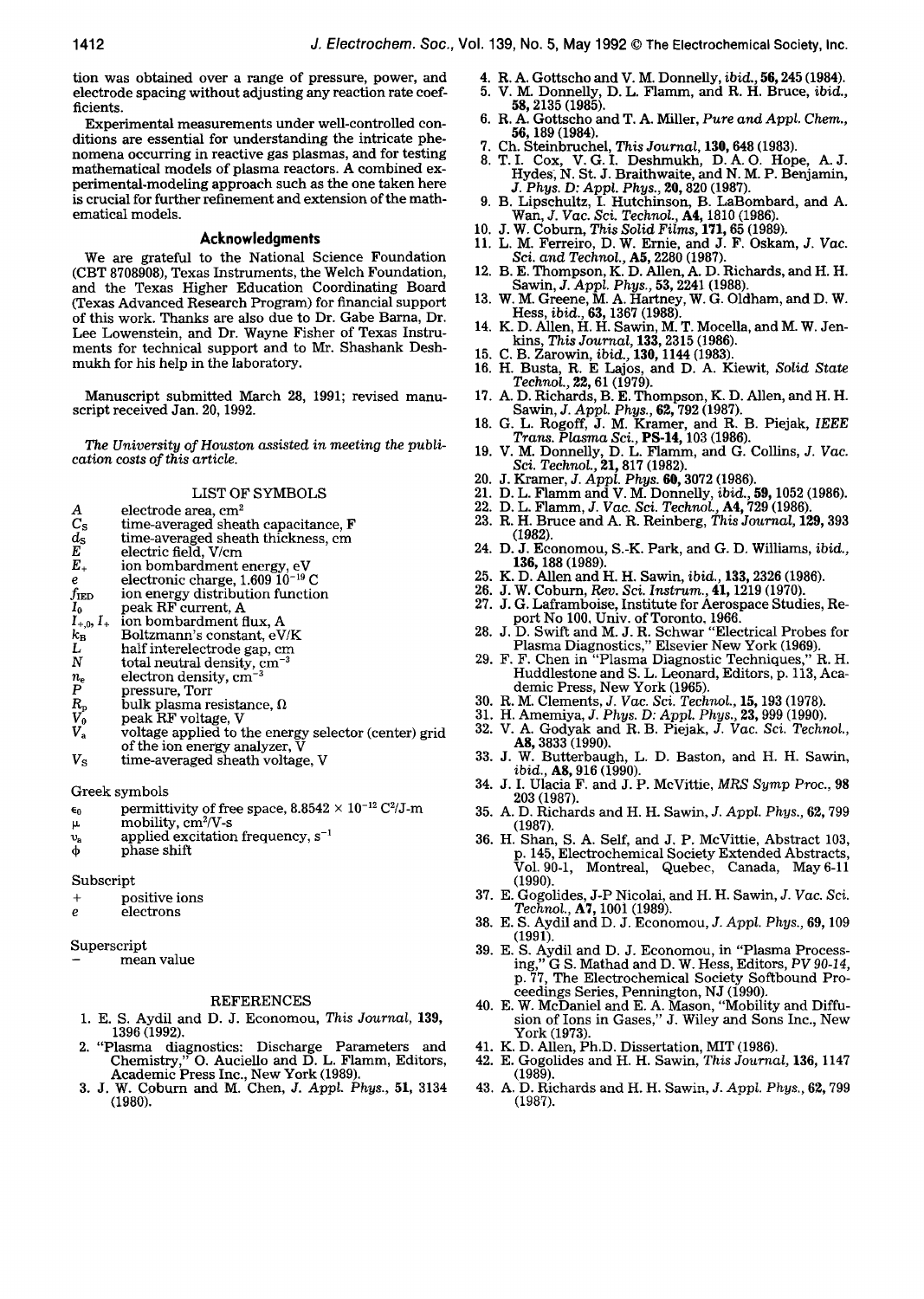tion was obtained over a range of pressure, power, and electrode spacing without adjusting any reaction rate coefficients.

Experimental measurements under well-controlled conditions are essential for understanding the intricate phenomena occurring in reactive gas plasmas, and for testing mathematical models of plasma reactors. A combined experimental-modeling approach such as the one taken here is crucial for further refinement and extension of the mathematical models.

## Acknowledgments

We are grateful to the National Science Foundation (CBT 8708908), Texas Instruments, the Welch Foundation, and the Texas Higher Education Coordinating Board (Texas Advanced Research Program) for financial support of this work. Thanks are also due to Dr. Gabe Barna, Dr. Lee Lowenstein, and Dr. Wayne Fisher of Texas Instruments for technical support and to Mr. Shashank Deshmukh for his help in the laboratory.

Manuscript submitted March 28, 1991; revised manuscript received Jan. 20, 1992.

*The University of Houston assisted in meeting the publication costs of this article.*

## LIST OF SYMBOLS

- $A$ — electrode area, cm$^2$
- $C_S$ — time-averaged sheath capacitance, F
- $d_S$ — time-averaged sheath thickness, cm
- $E$ — electric field, V/cm
- $E_+$ — ion bombardment energy, eV
- $e$ — electronic charge, 1.609 $10^{-19}$ C
- $f_{IED}$ — ion energy distribution function
- $I_0$ — peak RF current, A
- $I_{+,0}$, $I_+$ — ion bombardment flux, A
- $k_B$ — Boltzmann's constant, eV/K
- $L$ — half interelectrode gap, cm
- $N$ — total neutral density, cm$^{-3}$
- $n_e$ — electron density, cm$^{-3}$
- $P$ — pressure, Torr
- $R_p$ — bulk plasma resistance, Ω
- $V_0$ — peak RF voltage, V
- $V_a$ — voltage applied to the energy selector (center) grid of the ion energy analyzer, V
- $V_S$ — time-averaged sheath voltage, V

Greek symbols

- $\epsilon_0$ — permittivity of free space, $8.8542 \times 10^{-12}$ C$^2$/J-m
- $\mu$ — mobility, cm$^2$/V-s
- $\nu_a$ — applied excitation frequency, s$^{-1}$
- $\phi$ — phase shift

Subscript

- $+$ — positive ions
- $e$ — electrons

Superscript

- $-$ — mean value

## REFERENCES

1. E. S. Aydil and D. J. Economou, *This Journal*, **139**, 1396 (1992).
2. "Plasma diagnostics: Discharge Parameters and Chemistry," O. Auciello and D. L. Flamm, Editors, Academic Press Inc., New York (1989).
3. J. W. Coburn and M. Chen, *J. Appl. Phys.*, **51**, 3134 (1980).
4. R. A. Gottscho and V. M. Donnelly, *ibid.*, **56**, 245 (1984).
5. V. M. Donnelly, D. L. Flamm, and R. H. Bruce, *ibid.*, **58**, 2135 (1985).
6. R. A. Gottscho and T. A. Miller, *Pure and Appl. Chem.*, **56**, 189 (1984).
7. Ch. Steinbruchel, *This Journal*, **130**, 648 (1983).
8. T. I. Cox, V. G. I. Deshmukh, D. A. O. Hope, A. J. Hydes, N. St. J. Braithwaite, and N. M. P. Benjamin, *J. Phys. D: Appl. Phys.*, **20**, 820 (1987).
9. B. Lipschultz, I. Hutchinson, B. LaBombard, and A. Wan, *J. Vac. Sci. Technol.*, **A4**, 1810 (1986).
10. J. W. Coburn, *This Solid Films*, **171**, 65 (1989).
11. L. M. Ferreiro, D. W. Ernie, and J. F. Oskam, *J. Vac. Sci. and Technol.*, **A5**, 2280 (1987).
12. B. E. Thompson, K. D. Allen, A. D. Richards, and H. H. Sawin, *J. Appl. Phys.*, **53**, 2241 (1988).
13. W. M. Greene, M. A. Hartney, W. G. Oldham, and D. W. Hess, *ibid.*, **63**, 1367 (1988).
14. K. D. Allen, H. H. Sawin, M. T. Mocella, and M. W. Jenkins, *This Journal*, **133**, 2315 (1986).
15. C. B. Zarowin, *ibid.*, **130**, 1144 (1983).
16. H. Busta, R. E Lajos, and D. A. Kiewit, *Solid State Technol.*, **22**, 61 (1979).
17. A. D. Richards, B. E. Thompson, K. D. Allen, and H. H. Sawin, *J. Appl. Phys.*, **62**, 792 (1987).
18. G. L. Rogoff, J. M. Kramer, and R. B. Piejak, *IEEE Trans. Plasma Sci.*, **PS-14**, 103 (1986).
19. V. M. Donnelly, D. L. Flamm, and G. Collins, *J. Vac. Sci. Technol.*, **21**, 817 (1982).
20. J. Kramer, *J. Appl. Phys.* **60**, 3072 (1986).
21. D. L. Flamm and V. M. Donnelly, *ibid.*, **59**, 1052 (1986).
22. D. L. Flamm, *J. Vac. Sci. Technol.*, **A4**, 729 (1986).
23. R. H. Bruce and A. R. Reinberg, *This Journal*, **129**, 393 (1982).
24. D. J. Economou, S.-K. Park, and G. D. Williams, *ibid.*, **136**, 188 (1989).
25. K. D. Allen and H. H. Sawin, *ibid.*, **133**, 2326 (1986).
26. J. W. Coburn, *Rev. Sci. Instrum.*, **41**, 1219 (1970).
27. J. G. Laframboise, Institute for Aerospace Studies, Report No 100, Univ. of Toronto, 1966.
28. J. D. Swift and M. J. R. Schwar "Electrical Probes for Plasma Diagnostics," Elsevier New York (1969).
29. F. F. Chen in "Plasma Diagnostic Techniques," R. H. Huddlestone and S. L. Leonard, Editors, p. 113, Academic Press, New York (1965).
30. R. M. Clements, *J. Vac. Sci. Technol.*, **15**, 193 (1978).
31. H. Amemiya, *J. Phys. D: Appl. Phys.*, **23**, 999 (1990).
32. V. A. Godyak and R. B. Piejak, *J. Vac. Sci. Technol.*, **A8**, 3833 (1990).
33. J. W. Butterbaugh, L. D. Baston, and H. H. Sawin, *ibid.*, **A8**, 916 (1990).
34. J. I. Ulacia F. and J. P. McVittie, *MRS Symp Proc.*, **98** 203 (1987).
35. A. D. Richards and H. H. Sawin, *J. Appl. Phys.*, **62**, 799 (1987).
36. H. Shan, S. A. Self, and J. P. McVittie, Abstract 103, p. 145, Electrochemical Society Extended Abstracts, Vol. 90-1, Montreal, Quebec, Canada, May 6-11 (1990).
37. E. Gogolides, J-P Nicolai, and H. H. Sawin, *J. Vac. Sci. Technol.*, **A7**, 1001 (1989).
38. E. S. Aydil and D. J. Economou, *J. Appl. Phys.*, **69**, 109 (1991).
39. E. S. Aydil and D. J. Economou, in "Plasma Processing," G S. Mathad and D. W. Hess, Editors, *PV 90-14*, p. 77, The Electrochemical Society Softbound Proceedings Series, Pennington, NJ (1990).
40. E. W. McDaniel and E. A. Mason, "Mobility and Diffusion of Ions in Gases," J. Wiley and Sons Inc., New York (1973).
41. K. D. Allen, Ph.D. Dissertation, MIT (1986).
42. E. Gogolides and H. H. Sawin, *This Journal*, **136**, 1147 (1989).
43. A. D. Richards and H. H. Sawin, *J. Appl. Phys.*, **62**, 799 (1987).